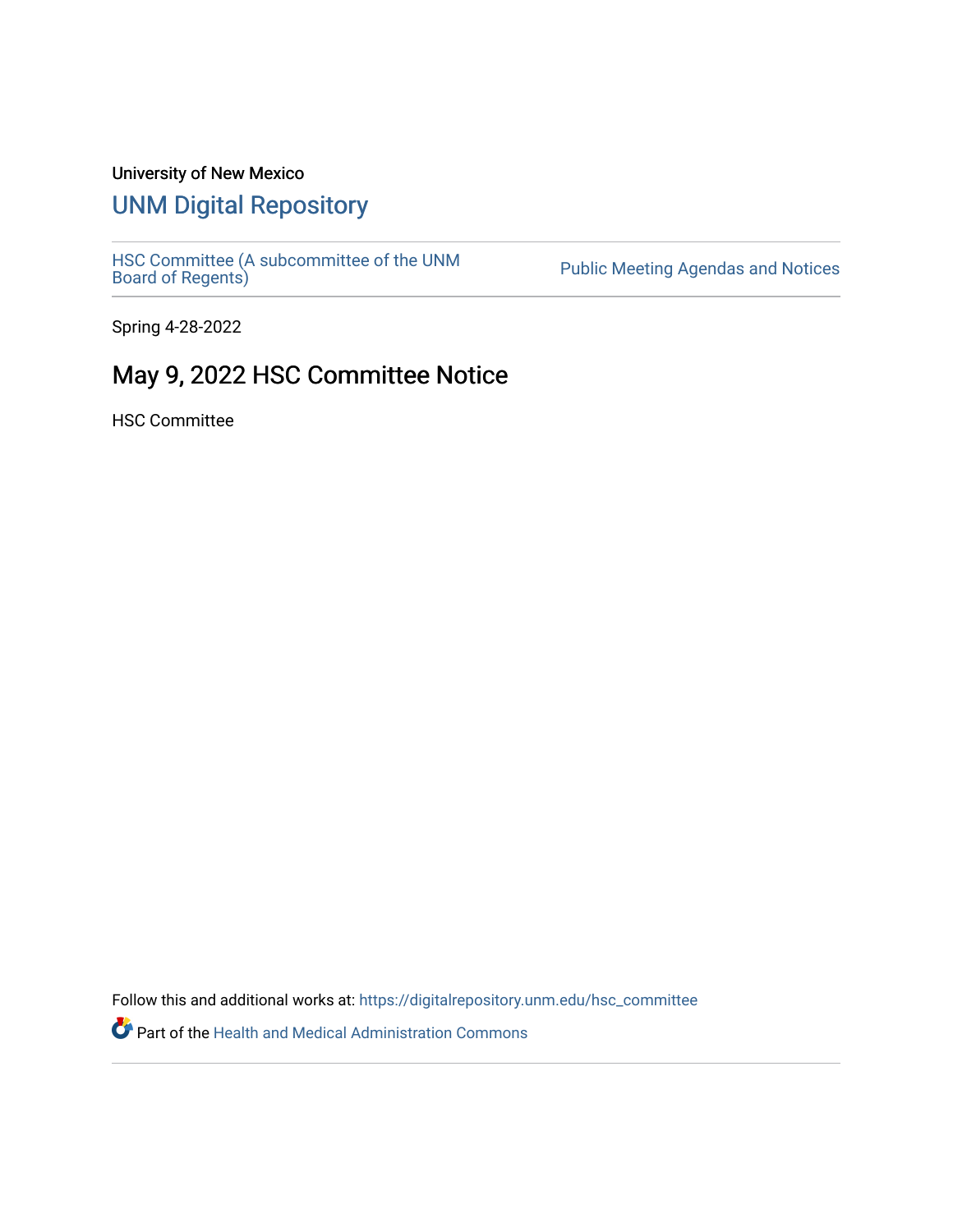University of New Mexico

# UNM Digital Repository

HSC Committee (A subcommittee of the UNM Board of Regents)

Public Meeting Agendas and Notices

Spring 4-28-2022

## May 9, 2022 HSC Committee Notice

HSC Committee

Follow this and additional works at: https://digitalrepository.unm.edu/hsc_committee

Part of the Health and Medical Administration Commons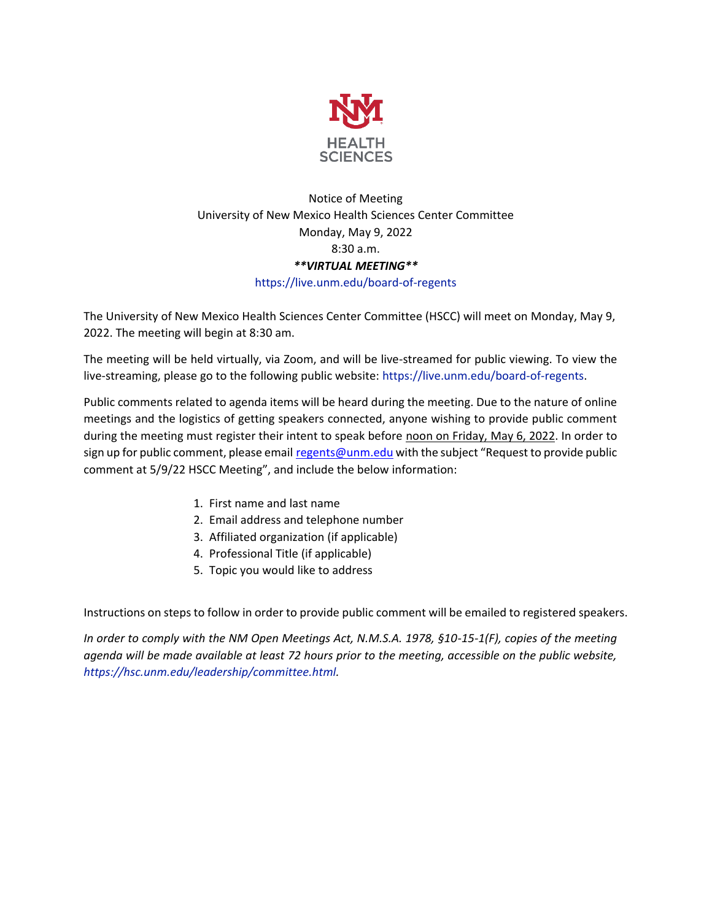HEALTH SCIENCES

Notice of Meeting
University of New Mexico Health Sciences Center Committee
Monday, May 9, 2022
8:30 a.m.
***\*VIRTUAL MEETING\****
https://live.unm.edu/board-of-regents

The University of New Mexico Health Sciences Center Committee (HSCC) will meet on Monday, May 9, 2022. The meeting will begin at 8:30 am.

The meeting will be held virtually, via Zoom, and will be live-streamed for public viewing. To view the live-streaming, please go to the following public website: https://live.unm.edu/board-of-regents.

Public comments related to agenda items will be heard during the meeting. Due to the nature of online meetings and the logistics of getting speakers connected, anyone wishing to provide public comment during the meeting must register their intent to speak before noon on Friday, May 6, 2022. In order to sign up for public comment, please email regents@unm.edu with the subject "Request to provide public comment at 5/9/22 HSCC Meeting", and include the below information:

1. First name and last name
2. Email address and telephone number
3. Affiliated organization (if applicable)
4. Professional Title (if applicable)
5. Topic you would like to address

Instructions on steps to follow in order to provide public comment will be emailed to registered speakers.

*In order to comply with the NM Open Meetings Act, N.M.S.A. 1978, §10-15-1(F), copies of the meeting agenda will be made available at least 72 hours prior to the meeting, accessible on the public website, https://hsc.unm.edu/leadership/committee.html.*